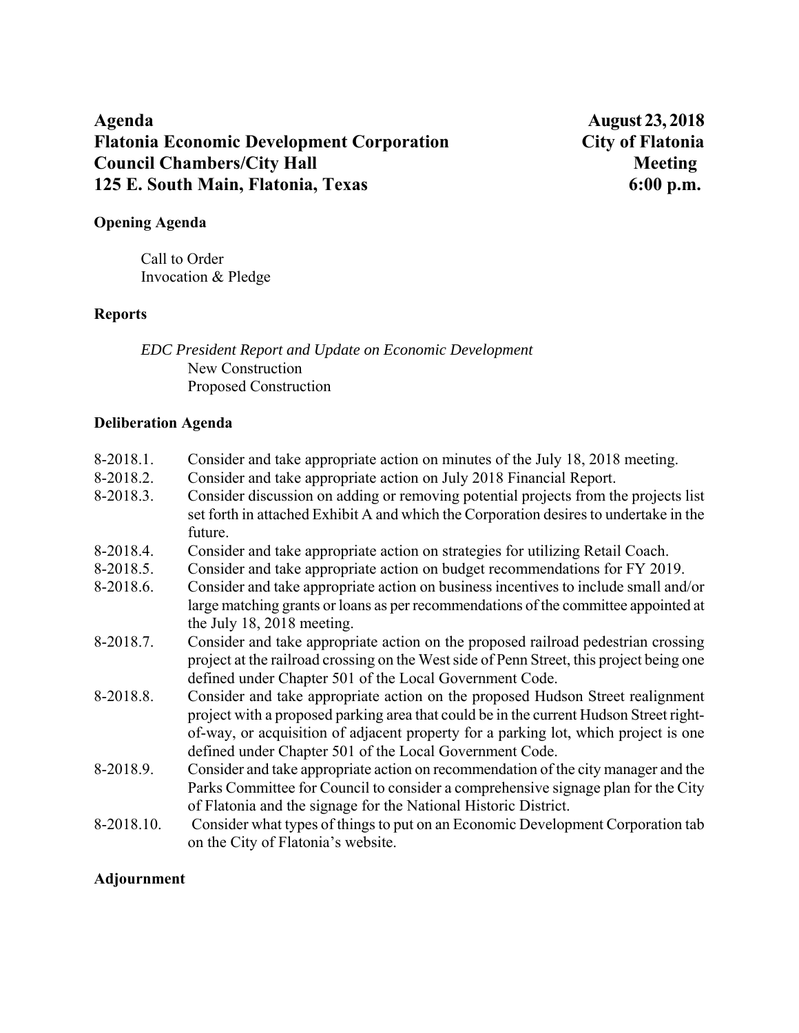**Agenda** **August 23, 2018**
**Flatonia Economic Development Corporation** **City of Flatonia**
**Council Chambers/City Hall** **Meeting**
**125 E. South Main, Flatonia, Texas** **6:00 p.m.**

**Opening Agenda**

Call to Order
Invocation & Pledge

**Reports**

*EDC President Report and Update on Economic Development*
New Construction
Proposed Construction

**Deliberation Agenda**

8-2018.1. Consider and take appropriate action on minutes of the July 18, 2018 meeting.

8-2018.2. Consider and take appropriate action on July 2018 Financial Report.

8-2018.3. Consider discussion on adding or removing potential projects from the projects list set forth in attached Exhibit A and which the Corporation desires to undertake in the future.

8-2018.4. Consider and take appropriate action on strategies for utilizing Retail Coach.

8-2018.5. Consider and take appropriate action on budget recommendations for FY 2019.

8-2018.6. Consider and take appropriate action on business incentives to include small and/or large matching grants or loans as per recommendations of the committee appointed at the July 18, 2018 meeting.

8-2018.7. Consider and take appropriate action on the proposed railroad pedestrian crossing project at the railroad crossing on the West side of Penn Street, this project being one defined under Chapter 501 of the Local Government Code.

8-2018.8. Consider and take appropriate action on the proposed Hudson Street realignment project with a proposed parking area that could be in the current Hudson Street right-of-way, or acquisition of adjacent property for a parking lot, which project is one defined under Chapter 501 of the Local Government Code.

8-2018.9. Consider and take appropriate action on recommendation of the city manager and the Parks Committee for Council to consider a comprehensive signage plan for the City of Flatonia and the signage for the National Historic District.

8-2018.10. Consider what types of things to put on an Economic Development Corporation tab on the City of Flatonia's website.

**Adjournment**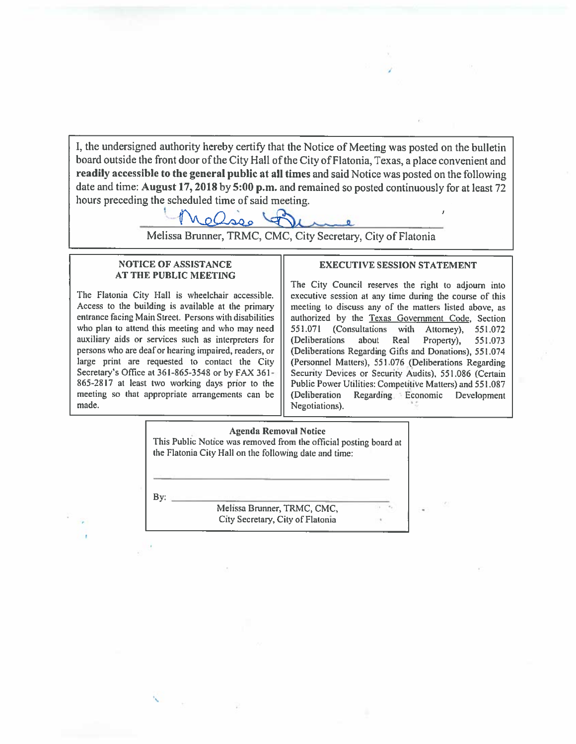I, the undersigned authority hereby certify that the Notice of Meeting was posted on the bulletin board outside the front door of the City Hall of the City of Flatonia, Texas, a place convenient and **readily accessible to the general public at all times** and said Notice was posted on the following date and time: **August 17, 2018** by **5:00 p.m.** and remained so posted continuously for at least 72 hours preceding the scheduled time of said meeting.

Melissa Brunner, TRMC, CMC, City Secretary, City of Flatonia

**NOTICE OF ASSISTANCE AT THE PUBLIC MEETING**

The Flatonia City Hall is wheelchair accessible. Access to the building is available at the primary entrance facing Main Street. Persons with disabilities who plan to attend this meeting and who may need auxiliary aids or services such as interpreters for persons who are deaf or hearing impaired, readers, or large print are requested to contact the City Secretary's Office at 361-865-3548 or by FAX 361-865-2817 at least two working days prior to the meeting so that appropriate arrangements can be made.

**EXECUTIVE SESSION STATEMENT**

The City Council reserves the right to adjourn into executive session at any time during the course of this meeting to discuss any of the matters listed above, as authorized by the Texas Government Code, Section 551.071 (Consultations with Attorney), 551.072 (Deliberations about Real Property), 551.073 (Deliberations Regarding Gifts and Donations), 551.074 (Personnel Matters), 551.076 (Deliberations Regarding Security Devices or Security Audits), 551.086 (Certain Public Power Utilities: Competitive Matters) and 551.087 (Deliberation Regarding Economic Development Negotiations).

**Agenda Removal Notice**

This Public Notice was removed from the official posting board at the Flatonia City Hall on the following date and time:

______________________________

By: ______________________________

Melissa Brunner, TRMC, CMC,
City Secretary, City of Flatonia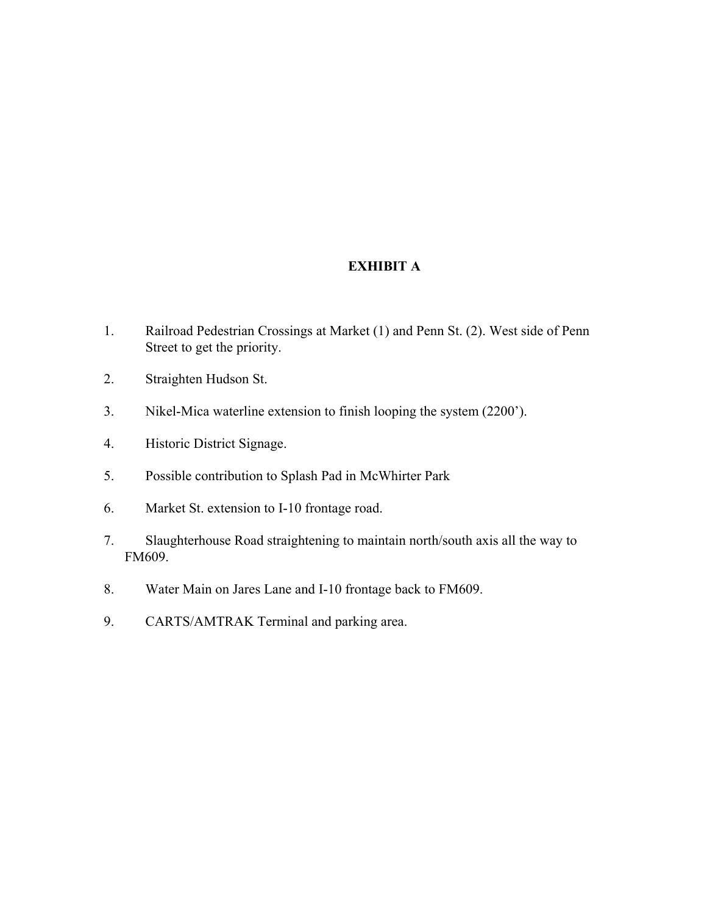## EXHIBIT A

1. Railroad Pedestrian Crossings at Market (1) and Penn St. (2). West side of Penn Street to get the priority.

2. Straighten Hudson St.

3. Nikel-Mica waterline extension to finish looping the system (2200').

4. Historic District Signage.

5. Possible contribution to Splash Pad in McWhirter Park

6. Market St. extension to I-10 frontage road.

7. Slaughterhouse Road straightening to maintain north/south axis all the way to FM609.

8. Water Main on Jares Lane and I-10 frontage back to FM609.

9. CARTS/AMTRAK Terminal and parking area.